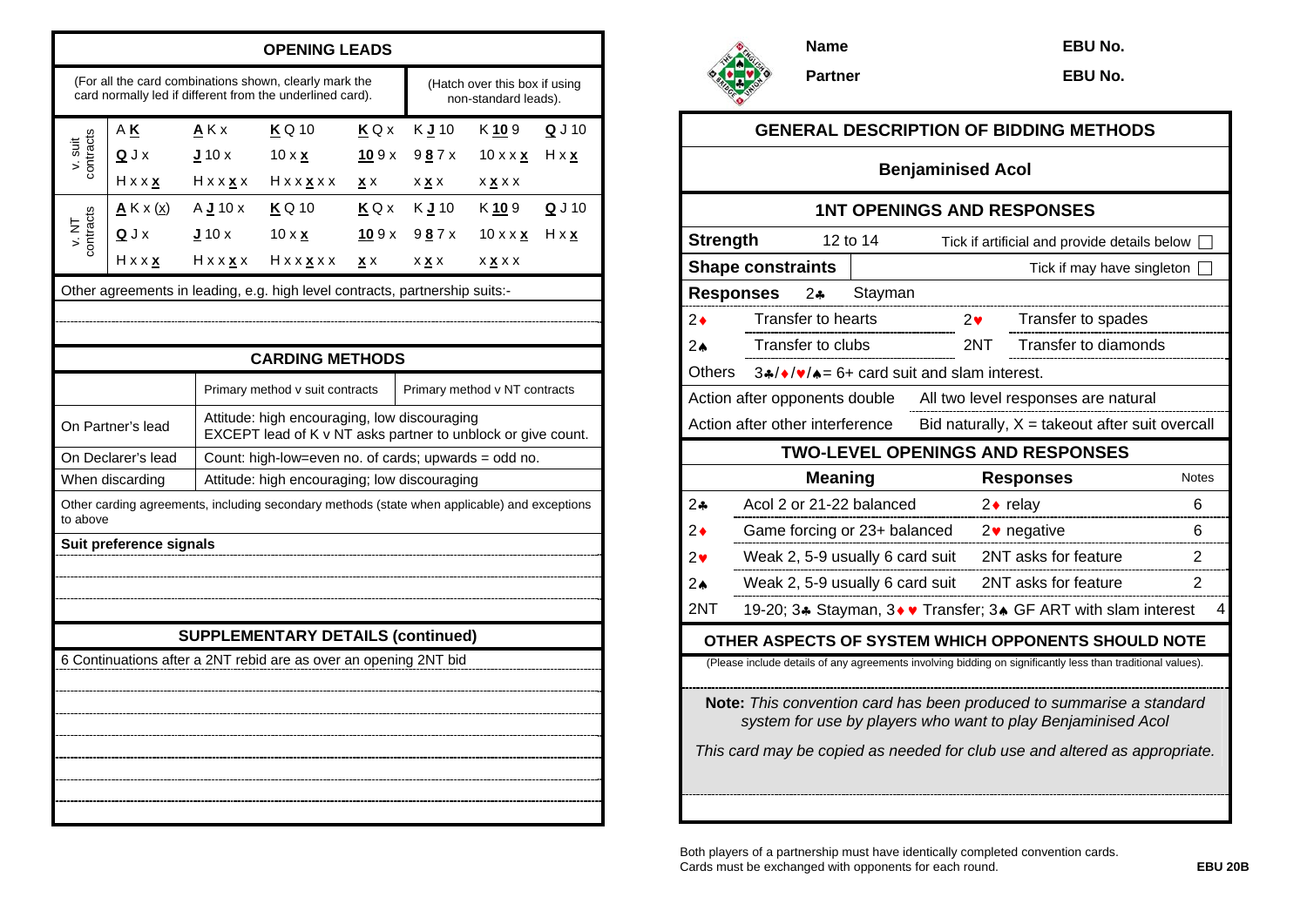## OPENING LEADS

(For all the card combinations shown, clearly mark the card normally led if different from the underlined card). (Hatch over this box if using non-standard leads).

| | | | | | | | |
|---|---|---|---|---|---|---|---|
| v. suit contracts | A **K** | **A** K x | **K** Q 10 | **K** Q x | K **J** 10 | K **10** 9 | **Q** J 10 |
| | **Q** J x | **J** 10 x | 10 x **x** | **10** 9 x | 9 **8** 7 x | 10 x x **x** | H x **x** |
| | H x x **x** | H x x **x** x | H x x **x** x x | **x** x | x **x** x | x **x** x x | |
| v. NT contracts | **A** K x (x) | A **J** 10 x | **K** Q 10 | **K** Q x | K **J** 10 | K **10** 9 | **Q** J 10 |
| | **Q** J x | **J** 10 x | 10 x **x** | **10** 9 x | 9 **8** 7 x | 10 x x **x** | H x **x** |
| | H x x **x** | H x x **x** x | H x x **x** x x | **x** x | x **x** x | x **x** x x | |

Other agreements in leading, e.g. high level contracts, partnership suits:-

## CARDING METHODS

| | Primary method v suit contracts | Primary method v NT contracts |
|---|---|---|
| On Partner's lead | Attitude: high encouraging, low discouraging EXCEPT lead of K v NT asks partner to unblock or give count. | |
| On Declarer's lead | Count: high-low=even no. of cards; upwards = odd no. | |
| When discarding | Attitude: high encouraging; low discouraging | |

Other carding agreements, including secondary methods (state when applicable) and exceptions to above

**Suit preference signals**

## SUPPLEMENTARY DETAILS (continued)

6 Continuations after a 2NT rebid are as over an opening 2NT bid

---

**Name** **EBU No.**

**Partner** **EBU No.**

## GENERAL DESCRIPTION OF BIDDING METHODS

**Benjaminised Acol**

## 1NT OPENINGS AND RESPONSES

**Strength** 12 to 14 — Tick if artificial and provide details below ☐

**Shape constraints** — Tick if may have singleton ☐

**Responses** 2♣ Stayman

| | | | |
|---|---|---|---|
| 2♦ | Transfer to hearts | 2♥ | Transfer to spades |
| 2♠ | Transfer to clubs | 2NT | Transfer to diamonds |

Others 3♣/♦/♥/♠= 6+ card suit and slam interest.

Action after opponents double — All two level responses are natural

Action after other interference — Bid naturally, X = takeout after suit overcall

## TWO-LEVEL OPENINGS AND RESPONSES

| | Meaning | Responses | Notes |
|---|---|---|---|
| 2♣ | Acol 2 or 21-22 balanced | 2♦ relay | 6 |
| 2♦ | Game forcing or 23+ balanced | 2♥ negative | 6 |
| 2♥ | Weak 2, 5-9 usually 6 card suit | 2NT asks for feature | 2 |
| 2♠ | Weak 2, 5-9 usually 6 card suit | 2NT asks for feature | 2 |
| 2NT | 19-20; 3♣ Stayman, 3♦ ♥ Transfer; 3♠ GF ART with slam interest | | 4 |

## OTHER ASPECTS OF SYSTEM WHICH OPPONENTS SHOULD NOTE

(Please include details of any agreements involving bidding on significantly less than traditional values).

**Note:** *This convention card has been produced to summarise a standard system for use by players who want to play Benjaminised Acol*

*This card may be copied as needed for club use and altered as appropriate.*

Both players of a partnership must have identically completed convention cards.
Cards must be exchanged with opponents for each round.

**EBU 20B**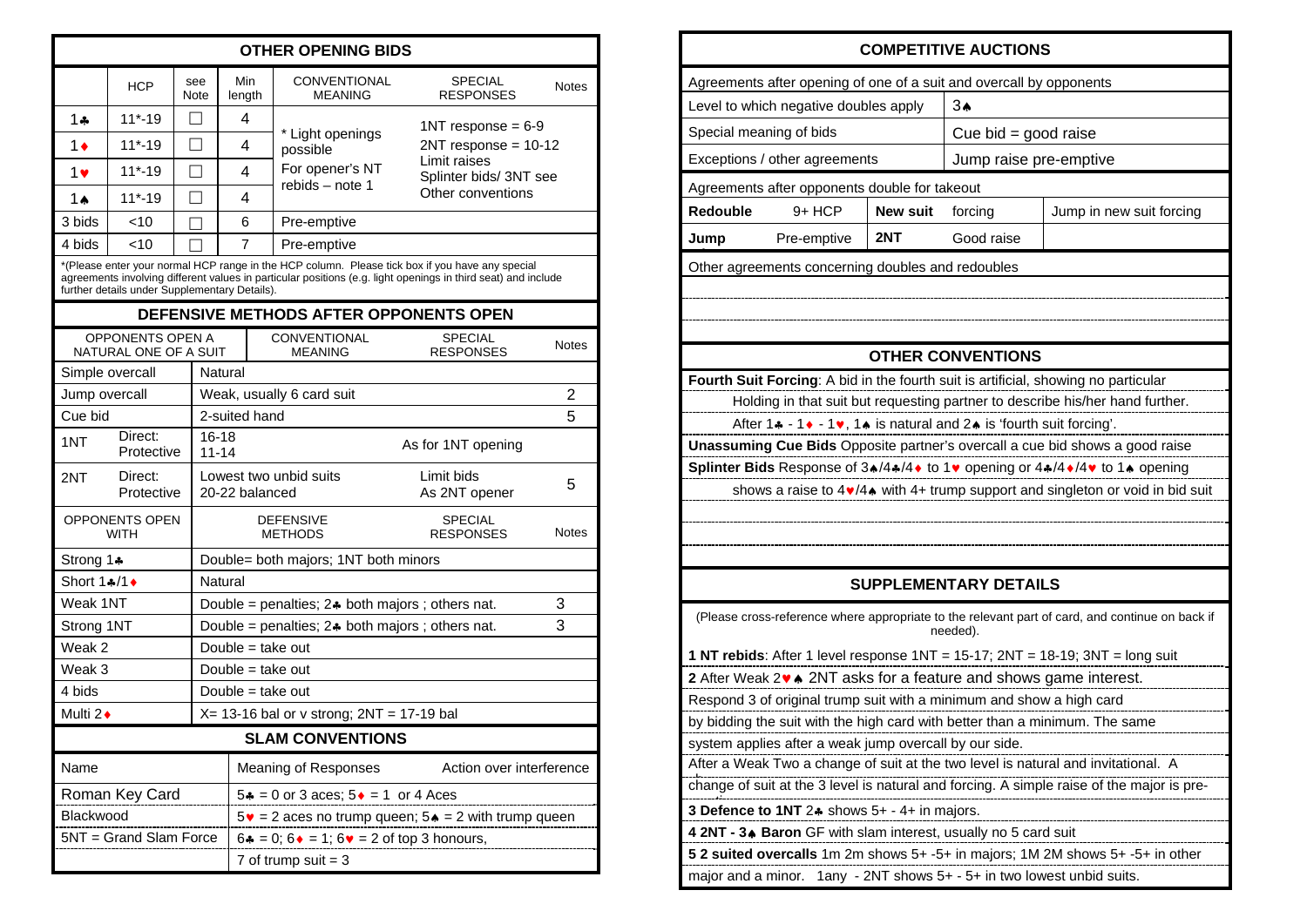## OTHER OPENING BIDS

| | HCP | see Note | Min length | CONVENTIONAL MEANING | SPECIAL RESPONSES | Notes |
|---|---|---|---|---|---|---|
| 1♣ | 11*-19 | ☐ | 4 | * Light openings possible<br>For opener's NT rebids – note 1 | 1NT response = 6-9<br>2NT response = 10-12<br>Limit raises<br>Splinter bids/ 3NT see Other conventions | |
| 1♦ | 11*-19 | ☐ | 4 | | | |
| 1♥ | 11*-19 | ☐ | 4 | | | |
| 1♠ | 11*-19 | ☐ | 4 | | | |
| 3 bids | <10 | ☐ | 6 | Pre-emptive | | |
| 4 bids | <10 | ☐ | 7 | Pre-emptive | | |

*(Please enter your normal HCP range in the HCP column. Please tick box if you have any special agreements involving different values in particular positions (e.g. light openings in third seat) and include further details under Supplementary Details).

## DEFENSIVE METHODS AFTER OPPONENTS OPEN

| OPPONENTS OPEN A NATURAL ONE OF A SUIT | | CONVENTIONAL MEANING | SPECIAL RESPONSES | Notes |
|---|---|---|---|---|
| Simple overcall | | Natural | | |
| Jump overcall | | Weak, usually 6 card suit | | 2 |
| Cue bid | | 2-suited hand | | 5 |
| 1NT | Direct:<br>Protective | 16-18<br>11-14 | As for 1NT opening | |
| 2NT | Direct:<br>Protective | Lowest two unbid suits<br>20-22 balanced | Limit bids<br>As 2NT opener | 5 |

| OPPONENTS OPEN WITH | DEFENSIVE METHODS | SPECIAL RESPONSES | Notes |
|---|---|---|---|
| Strong 1♣ | Double= both majors; 1NT both minors | | |
| Short 1♣/1♦ | Natural | | |
| Weak 1NT | Double = penalties; 2♣ both majors ; others nat. | | 3 |
| Strong 1NT | Double = penalties; 2♣ both majors ; others nat. | | 3 |
| Weak 2 | Double = take out | | |
| Weak 3 | Double = take out | | |
| 4 bids | Double = take out | | |
| Multi 2♦ | X= 13-16 bal or v strong; 2NT = 17-19 bal | | |

## SLAM CONVENTIONS

| Name | Meaning of Responses | Action over interference |
|---|---|---|
| Roman Key Card | 5♣ = 0 or 3 aces; 5♦ = 1 or 4 Aces | |
| Blackwood | 5♥ = 2 aces no trump queen; 5♠ = 2 with trump queen | |
| 5NT = Grand Slam Force | 6♣ = 0; 6♦ = 1; 6♥ = 2 of top 3 honours, | |
| | 7 of trump suit = 3 | |

## COMPETITIVE AUCTIONS

Agreements after opening of one of a suit and overcall by opponents

| | |
|---|---|
| Level to which negative doubles apply | 3♠ |
| Special meaning of bids | Cue bid = good raise |
| Exceptions / other agreements | Jump raise pre-emptive |

Agreements after opponents double for takeout

| | | | | |
|---|---|---|---|---|
| Redouble | 9+ HCP | New suit | forcing | Jump in new suit forcing |
| Jump | Pre-emptive | 2NT | Good raise | |

Other agreements concerning doubles and redoubles

## OTHER CONVENTIONS

**Fourth Suit Forcing**: A bid in the fourth suit is artificial, showing no particular Holding in that suit but requesting partner to describe his/her hand further. After 1♣ - 1♦ - 1♥, 1♠ is natural and 2♠ is 'fourth suit forcing'.

**Unassuming Cue Bids** Opposite partner's overcall a cue bid shows a good raise

**Splinter Bids** Response of 3♠/4♣/4♦ to 1♥ opening or 4♣/4♦/4♥ to 1♠ opening shows a raise to 4♥/4♠ with 4+ trump support and singleton or void in bid suit

## SUPPLEMENTARY DETAILS

(Please cross-reference where appropriate to the relevant part of card, and continue on back if needed).

**1 NT rebids**: After 1 level response 1NT = 15-17; 2NT = 18-19; 3NT = long suit

**2** After Weak 2♥♠ 2NT asks for a feature and shows game interest. Respond 3 of original trump suit with a minimum and show a high card by bidding the suit with the high card with better than a minimum. The same system applies after a weak jump overcall by our side.

After a Weak Two a change of suit at the two level is natural and invitational. A change of suit at the 3 level is natural and forcing. A simple raise of the major is pre-emptive.

**3 Defence to 1NT** 2♣ shows 5+ - 4+ in majors.

**4 2NT - 3♠ Baron** GF with slam interest, usually no 5 card suit

**5 2 suited overcalls** 1m 2m shows 5+ -5+ in majors; 1M 2M shows 5+ -5+ in other major and a minor. 1any - 2NT shows 5+ - 5+ in two lowest unbid suits.